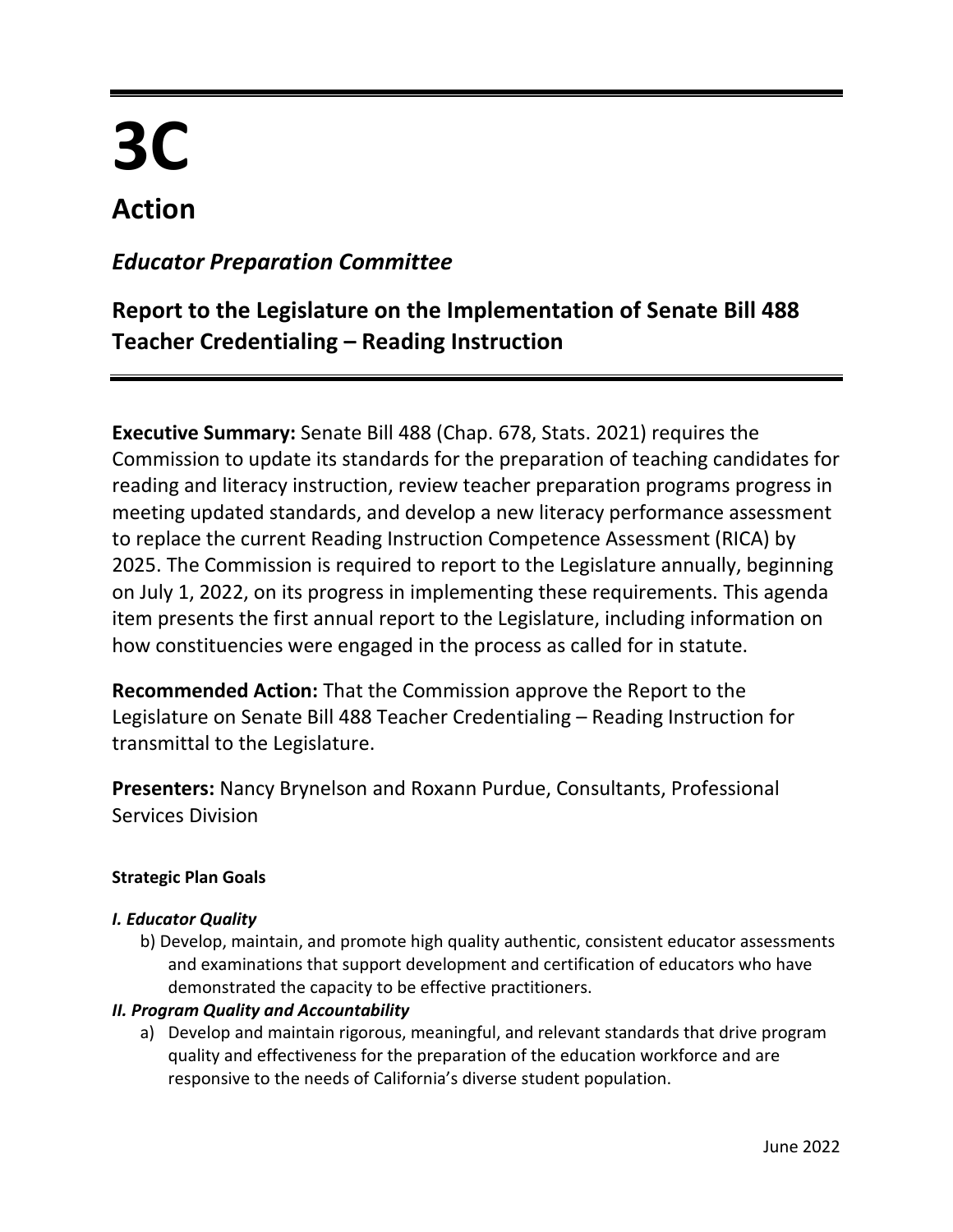# 3C

## Action

### *Educator Preparation Committee*

### Report to the Legislature on the Implementation of Senate Bill 488 Teacher Credentialing – Reading Instruction

**Executive Summary:** Senate Bill 488 (Chap. 678, Stats. 2021) requires the Commission to update its standards for the preparation of teaching candidates for reading and literacy instruction, review teacher preparation programs progress in meeting updated standards, and develop a new literacy performance assessment to replace the current Reading Instruction Competence Assessment (RICA) by 2025. The Commission is required to report to the Legislature annually, beginning on July 1, 2022, on its progress in implementing these requirements. This agenda item presents the first annual report to the Legislature, including information on how constituencies were engaged in the process as called for in statute.

**Recommended Action:** That the Commission approve the Report to the Legislature on Senate Bill 488 Teacher Credentialing – Reading Instruction for transmittal to the Legislature.

**Presenters:** Nancy Brynelson and Roxann Purdue, Consultants, Professional Services Division

**Strategic Plan Goals**

***I. Educator Quality***

b) Develop, maintain, and promote high quality authentic, consistent educator assessments and examinations that support development and certification of educators who have demonstrated the capacity to be effective practitioners.

***II. Program Quality and Accountability***

a) Develop and maintain rigorous, meaningful, and relevant standards that drive program quality and effectiveness for the preparation of the education workforce and are responsive to the needs of California's diverse student population.

June 2022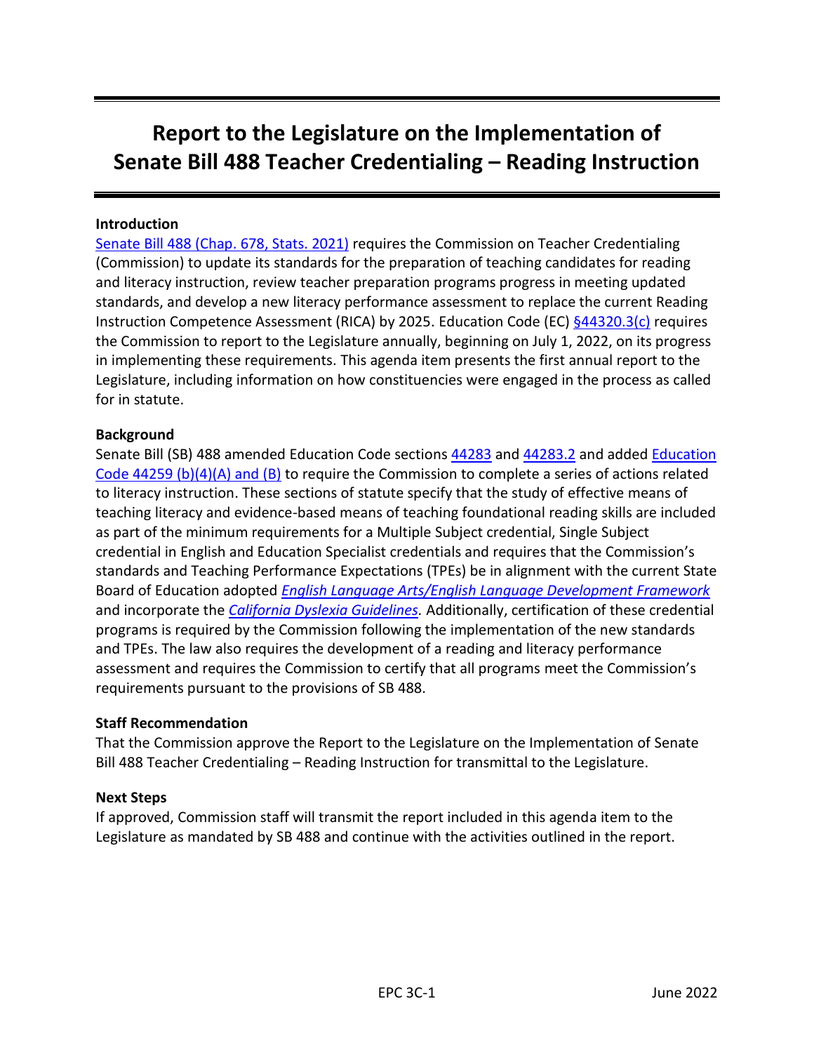# Report to the Legislature on the Implementation of Senate Bill 488 Teacher Credentialing – Reading Instruction

**Introduction**

Senate Bill 488 (Chap. 678, Stats. 2021) requires the Commission on Teacher Credentialing (Commission) to update its standards for the preparation of teaching candidates for reading and literacy instruction, review teacher preparation programs progress in meeting updated standards, and develop a new literacy performance assessment to replace the current Reading Instruction Competence Assessment (RICA) by 2025. Education Code (EC) §44320.3(c) requires the Commission to report to the Legislature annually, beginning on July 1, 2022, on its progress in implementing these requirements. This agenda item presents the first annual report to the Legislature, including information on how constituencies were engaged in the process as called for in statute.

**Background**

Senate Bill (SB) 488 amended Education Code sections 44283 and 44283.2 and added Education Code 44259 (b)(4)(A) and (B) to require the Commission to complete a series of actions related to literacy instruction. These sections of statute specify that the study of effective means of teaching literacy and evidence-based means of teaching foundational reading skills are included as part of the minimum requirements for a Multiple Subject credential, Single Subject credential in English and Education Specialist credentials and requires that the Commission's standards and Teaching Performance Expectations (TPEs) be in alignment with the current State Board of Education adopted *English Language Arts/English Language Development Framework* and incorporate the *California Dyslexia Guidelines.* Additionally, certification of these credential programs is required by the Commission following the implementation of the new standards and TPEs. The law also requires the development of a reading and literacy performance assessment and requires the Commission to certify that all programs meet the Commission's requirements pursuant to the provisions of SB 488.

**Staff Recommendation**

That the Commission approve the Report to the Legislature on the Implementation of Senate Bill 488 Teacher Credentialing – Reading Instruction for transmittal to the Legislature.

**Next Steps**

If approved, Commission staff will transmit the report included in this agenda item to the Legislature as mandated by SB 488 and continue with the activities outlined in the report.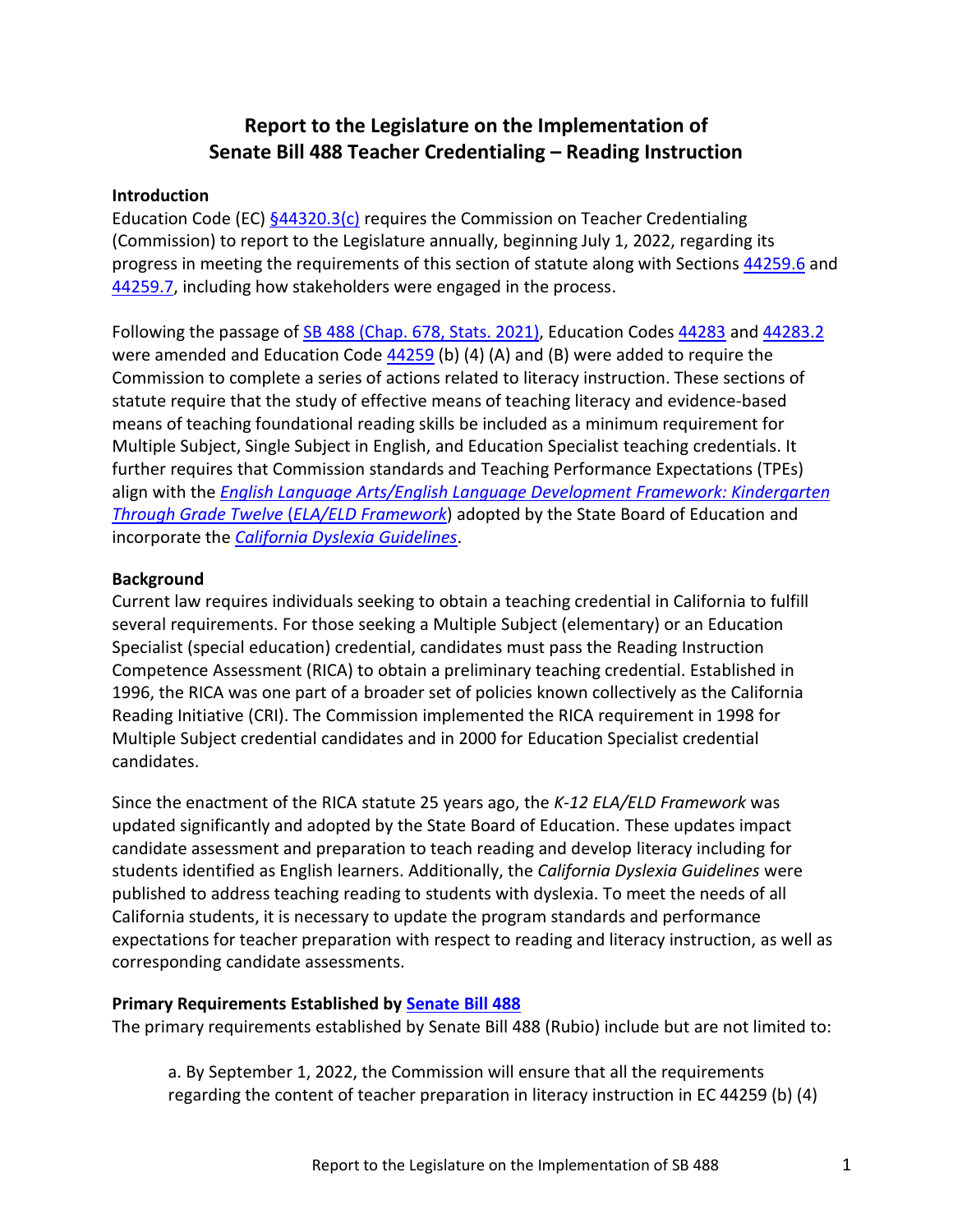# Report to the Legislature on the Implementation of Senate Bill 488 Teacher Credentialing – Reading Instruction

**Introduction**

Education Code (EC) [§44320.3(c)](#) requires the Commission on Teacher Credentialing (Commission) to report to the Legislature annually, beginning July 1, 2022, regarding its progress in meeting the requirements of this section of statute along with Sections [44259.6](#) and [44259.7](#), including how stakeholders were engaged in the process.

Following the passage of [SB 488 (Chap. 678, Stats. 2021)](#), Education Codes [44283](#) and [44283.2](#) were amended and Education Code [44259](#) (b) (4) (A) and (B) were added to require the Commission to complete a series of actions related to literacy instruction. These sections of statute require that the study of effective means of teaching literacy and evidence-based means of teaching foundational reading skills be included as a minimum requirement for Multiple Subject, Single Subject in English, and Education Specialist teaching credentials. It further requires that Commission standards and Teaching Performance Expectations (TPEs) align with the [*English Language Arts/English Language Development Framework: Kindergarten Through Grade Twelve* (*ELA/ELD Framework*)](#) adopted by the State Board of Education and incorporate the [*California Dyslexia Guidelines*](#).

**Background**

Current law requires individuals seeking to obtain a teaching credential in California to fulfill several requirements. For those seeking a Multiple Subject (elementary) or an Education Specialist (special education) credential, candidates must pass the Reading Instruction Competence Assessment (RICA) to obtain a preliminary teaching credential. Established in 1996, the RICA was one part of a broader set of policies known collectively as the California Reading Initiative (CRI). The Commission implemented the RICA requirement in 1998 for Multiple Subject credential candidates and in 2000 for Education Specialist credential candidates.

Since the enactment of the RICA statute 25 years ago, the *K-12 ELA/ELD Framework* was updated significantly and adopted by the State Board of Education. These updates impact candidate assessment and preparation to teach reading and develop literacy including for students identified as English learners. Additionally, the *California Dyslexia Guidelines* were published to address teaching reading to students with dyslexia. To meet the needs of all California students, it is necessary to update the program standards and performance expectations for teacher preparation with respect to reading and literacy instruction, as well as corresponding candidate assessments.

**Primary Requirements Established by [Senate Bill 488](#)**

The primary requirements established by Senate Bill 488 (Rubio) include but are not limited to:

a. By September 1, 2022, the Commission will ensure that all the requirements regarding the content of teacher preparation in literacy instruction in EC 44259 (b) (4)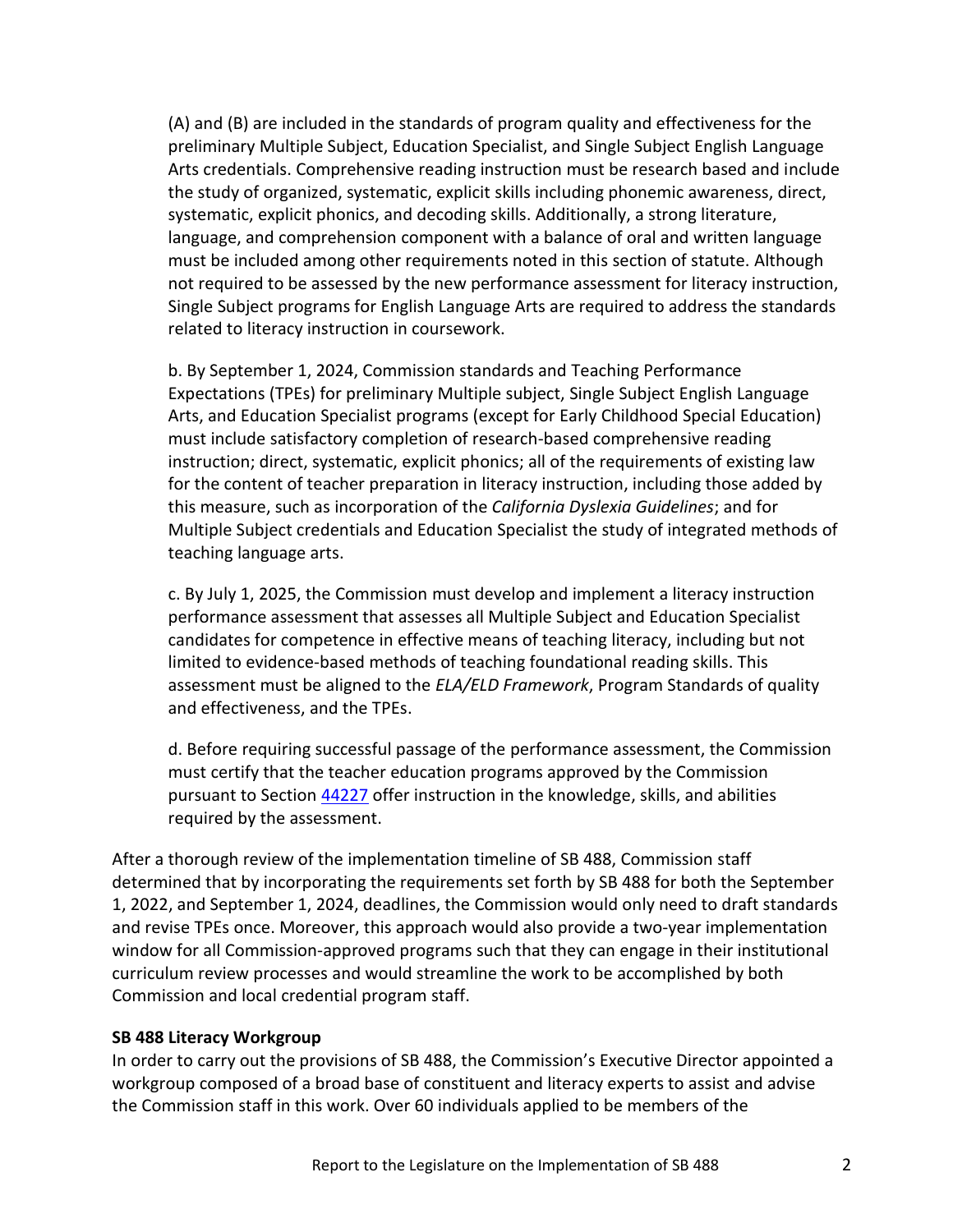(A) and (B) are included in the standards of program quality and effectiveness for the preliminary Multiple Subject, Education Specialist, and Single Subject English Language Arts credentials. Comprehensive reading instruction must be research based and include the study of organized, systematic, explicit skills including phonemic awareness, direct, systematic, explicit phonics, and decoding skills. Additionally, a strong literature, language, and comprehension component with a balance of oral and written language must be included among other requirements noted in this section of statute. Although not required to be assessed by the new performance assessment for literacy instruction, Single Subject programs for English Language Arts are required to address the standards related to literacy instruction in coursework.

b. By September 1, 2024, Commission standards and Teaching Performance Expectations (TPEs) for preliminary Multiple subject, Single Subject English Language Arts, and Education Specialist programs (except for Early Childhood Special Education) must include satisfactory completion of research-based comprehensive reading instruction; direct, systematic, explicit phonics; all of the requirements of existing law for the content of teacher preparation in literacy instruction, including those added by this measure, such as incorporation of the *California Dyslexia Guidelines*; and for Multiple Subject credentials and Education Specialist the study of integrated methods of teaching language arts.

c. By July 1, 2025, the Commission must develop and implement a literacy instruction performance assessment that assesses all Multiple Subject and Education Specialist candidates for competence in effective means of teaching literacy, including but not limited to evidence-based methods of teaching foundational reading skills. This assessment must be aligned to the *ELA/ELD Framework*, Program Standards of quality and effectiveness, and the TPEs.

d. Before requiring successful passage of the performance assessment, the Commission must certify that the teacher education programs approved by the Commission pursuant to Section 44227 offer instruction in the knowledge, skills, and abilities required by the assessment.

After a thorough review of the implementation timeline of SB 488, Commission staff determined that by incorporating the requirements set forth by SB 488 for both the September 1, 2022, and September 1, 2024, deadlines, the Commission would only need to draft standards and revise TPEs once. Moreover, this approach would also provide a two-year implementation window for all Commission-approved programs such that they can engage in their institutional curriculum review processes and would streamline the work to be accomplished by both Commission and local credential program staff.

**SB 488 Literacy Workgroup**

In order to carry out the provisions of SB 488, the Commission's Executive Director appointed a workgroup composed of a broad base of constituent and literacy experts to assist and advise the Commission staff in this work. Over 60 individuals applied to be members of the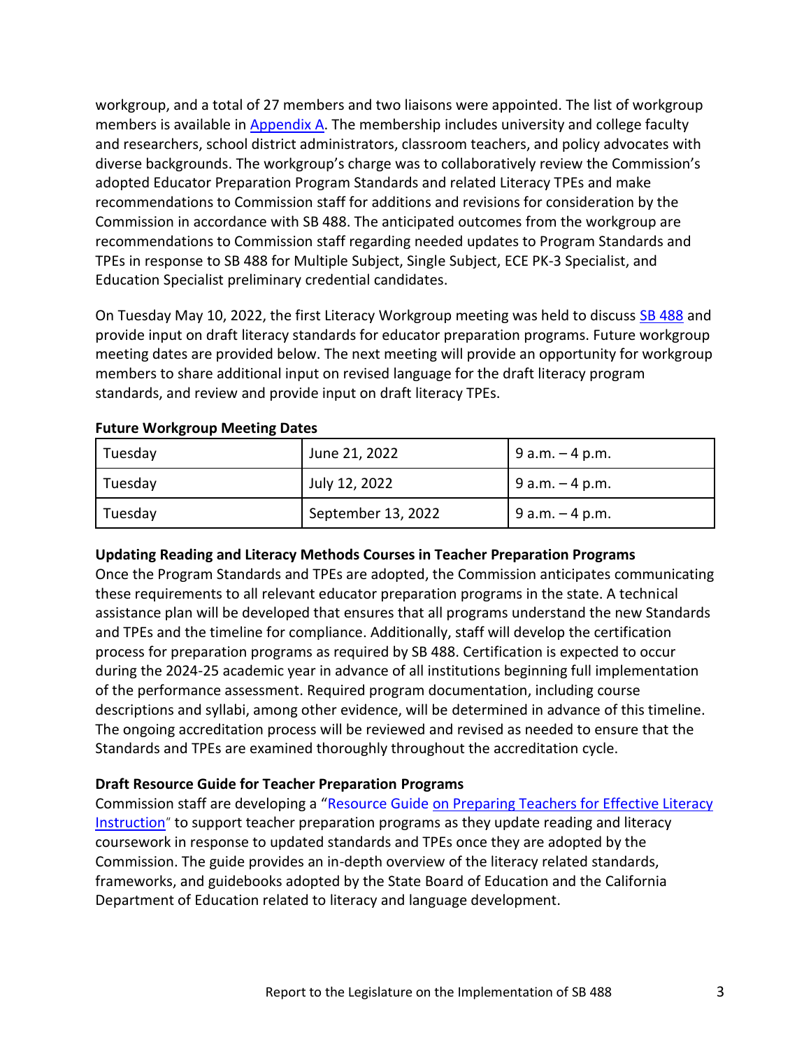workgroup, and a total of 27 members and two liaisons were appointed. The list of workgroup members is available in Appendix A. The membership includes university and college faculty and researchers, school district administrators, classroom teachers, and policy advocates with diverse backgrounds. The workgroup's charge was to collaboratively review the Commission's adopted Educator Preparation Program Standards and related Literacy TPEs and make recommendations to Commission staff for additions and revisions for consideration by the Commission in accordance with SB 488. The anticipated outcomes from the workgroup are recommendations to Commission staff regarding needed updates to Program Standards and TPEs in response to SB 488 for Multiple Subject, Single Subject, ECE PK-3 Specialist, and Education Specialist preliminary credential candidates.

On Tuesday May 10, 2022, the first Literacy Workgroup meeting was held to discuss SB 488 and provide input on draft literacy standards for educator preparation programs. Future workgroup meeting dates are provided below. The next meeting will provide an opportunity for workgroup members to share additional input on revised language for the draft literacy program standards, and review and provide input on draft literacy TPEs.

**Future Workgroup Meeting Dates**

| | | |
|---|---|---|
| Tuesday | June 21, 2022 | 9 a.m. – 4 p.m. |
| Tuesday | July 12, 2022 | 9 a.m. – 4 p.m. |
| Tuesday | September 13, 2022 | 9 a.m. – 4 p.m. |

**Updating Reading and Literacy Methods Courses in Teacher Preparation Programs**

Once the Program Standards and TPEs are adopted, the Commission anticipates communicating these requirements to all relevant educator preparation programs in the state. A technical assistance plan will be developed that ensures that all programs understand the new Standards and TPEs and the timeline for compliance. Additionally, staff will develop the certification process for preparation programs as required by SB 488. Certification is expected to occur during the 2024-25 academic year in advance of all institutions beginning full implementation of the performance assessment. Required program documentation, including course descriptions and syllabi, among other evidence, will be determined in advance of this timeline. The ongoing accreditation process will be reviewed and revised as needed to ensure that the Standards and TPEs are examined thoroughly throughout the accreditation cycle.

**Draft Resource Guide for Teacher Preparation Programs**

Commission staff are developing a "Resource Guide on Preparing Teachers for Effective Literacy Instruction" to support teacher preparation programs as they update reading and literacy coursework in response to updated standards and TPEs once they are adopted by the Commission. The guide provides an in-depth overview of the literacy related standards, frameworks, and guidebooks adopted by the State Board of Education and the California Department of Education related to literacy and language development.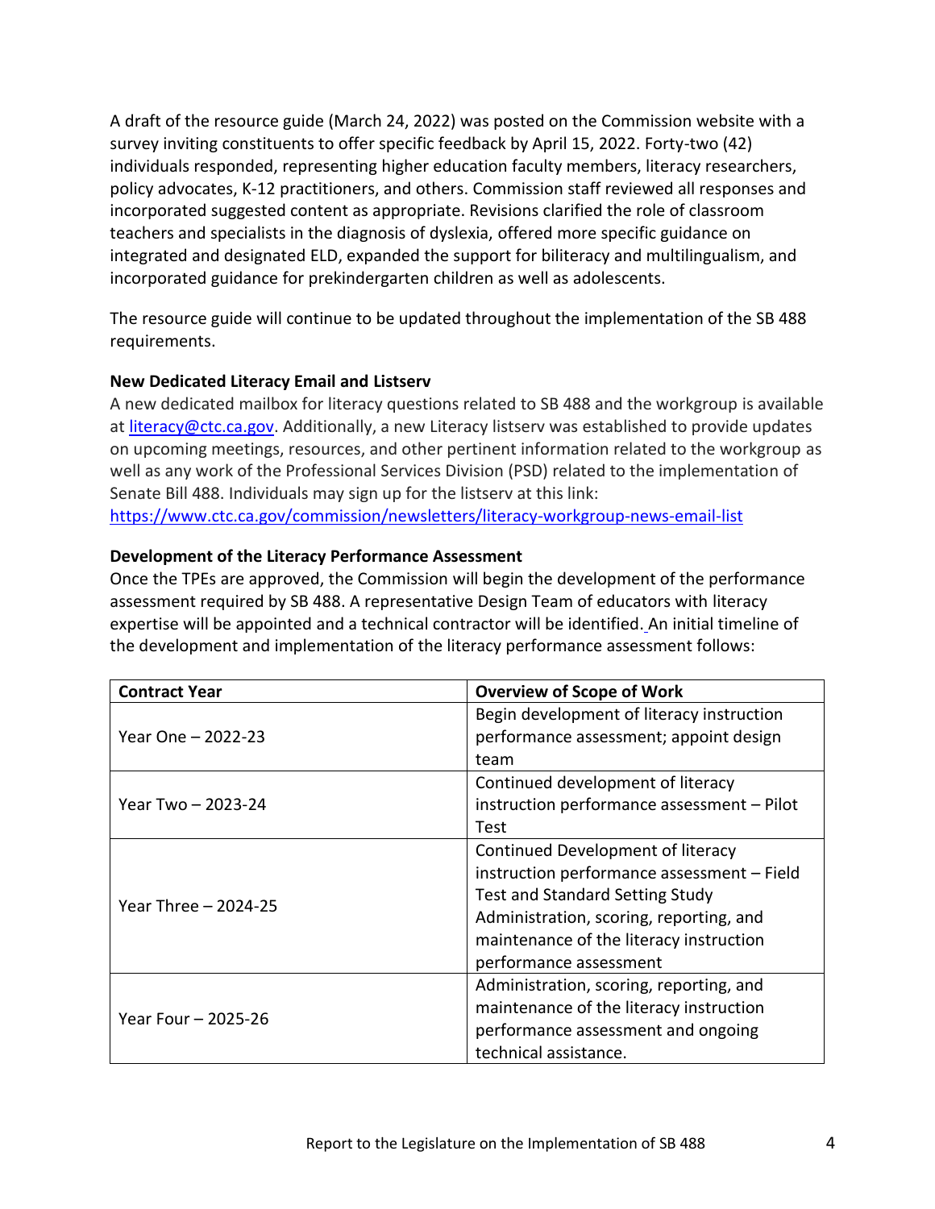A draft of the resource guide (March 24, 2022) was posted on the Commission website with a survey inviting constituents to offer specific feedback by April 15, 2022. Forty-two (42) individuals responded, representing higher education faculty members, literacy researchers, policy advocates, K-12 practitioners, and others. Commission staff reviewed all responses and incorporated suggested content as appropriate. Revisions clarified the role of classroom teachers and specialists in the diagnosis of dyslexia, offered more specific guidance on integrated and designated ELD, expanded the support for biliteracy and multilingualism, and incorporated guidance for prekindergarten children as well as adolescents.

The resource guide will continue to be updated throughout the implementation of the SB 488 requirements.

**New Dedicated Literacy Email and Listserv**

A new dedicated mailbox for literacy questions related to SB 488 and the workgroup is available at [literacy@ctc.ca.gov](mailto:literacy@ctc.ca.gov). Additionally, a new Literacy listserv was established to provide updates on upcoming meetings, resources, and other pertinent information related to the workgroup as well as any work of the Professional Services Division (PSD) related to the implementation of Senate Bill 488. Individuals may sign up for the listserv at this link: [https://www.ctc.ca.gov/commission/newsletters/literacy-workgroup-news-email-list](https://www.ctc.ca.gov/commission/newsletters/literacy-workgroup-news-email-list)

**Development of the Literacy Performance Assessment**

Once the TPEs are approved, the Commission will begin the development of the performance assessment required by SB 488. A representative Design Team of educators with literacy expertise will be appointed and a technical contractor will be identified. An initial timeline of the development and implementation of the literacy performance assessment follows:

| Contract Year | Overview of Scope of Work |
|---|---|
| Year One – 2022-23 | Begin development of literacy instruction performance assessment; appoint design team |
| Year Two – 2023-24 | Continued development of literacy instruction performance assessment – Pilot Test |
| Year Three – 2024-25 | Continued Development of literacy instruction performance assessment – Field Test and Standard Setting Study Administration, scoring, reporting, and maintenance of the literacy instruction performance assessment |
| Year Four – 2025-26 | Administration, scoring, reporting, and maintenance of the literacy instruction performance assessment and ongoing technical assistance. |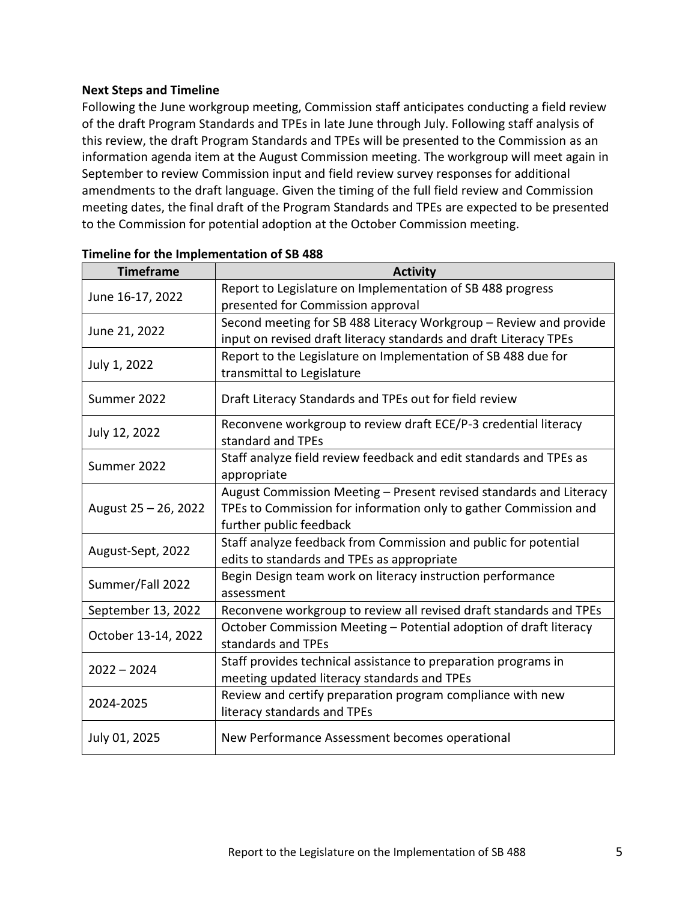**Next Steps and Timeline**

Following the June workgroup meeting, Commission staff anticipates conducting a field review of the draft Program Standards and TPEs in late June through July. Following staff analysis of this review, the draft Program Standards and TPEs will be presented to the Commission as an information agenda item at the August Commission meeting. The workgroup will meet again in September to review Commission input and field review survey responses for additional amendments to the draft language. Given the timing of the full field review and Commission meeting dates, the final draft of the Program Standards and TPEs are expected to be presented to the Commission for potential adoption at the October Commission meeting.

**Timeline for the Implementation of SB 488**

| Timeframe | Activity |
| --- | --- |
| June 16-17, 2022 | Report to Legislature on Implementation of SB 488 progress presented for Commission approval |
| June 21, 2022 | Second meeting for SB 488 Literacy Workgroup – Review and provide input on revised draft literacy standards and draft Literacy TPEs |
| July 1, 2022 | Report to the Legislature on Implementation of SB 488 due for transmittal to Legislature |
| Summer 2022 | Draft Literacy Standards and TPEs out for field review |
| July 12, 2022 | Reconvene workgroup to review draft ECE/P-3 credential literacy standard and TPEs |
| Summer 2022 | Staff analyze field review feedback and edit standards and TPEs as appropriate |
| August 25 – 26, 2022 | August Commission Meeting – Present revised standards and Literacy TPEs to Commission for information only to gather Commission and further public feedback |
| August-Sept, 2022 | Staff analyze feedback from Commission and public for potential edits to standards and TPEs as appropriate |
| Summer/Fall 2022 | Begin Design team work on literacy instruction performance assessment |
| September 13, 2022 | Reconvene workgroup to review all revised draft standards and TPEs |
| October 13-14, 2022 | October Commission Meeting – Potential adoption of draft literacy standards and TPEs |
| 2022 – 2024 | Staff provides technical assistance to preparation programs in meeting updated literacy standards and TPEs |
| 2024-2025 | Review and certify preparation program compliance with new literacy standards and TPEs |
| July 01, 2025 | New Performance Assessment becomes operational |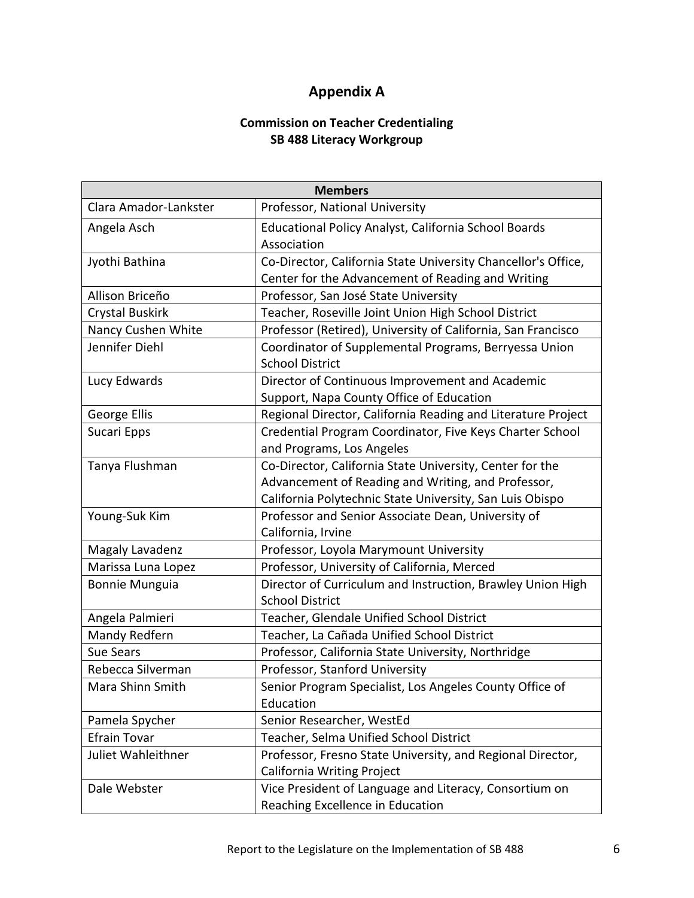# Appendix A

**Commission on Teacher Credentialing**
**SB 488 Literacy Workgroup**

| Members | |
|---|---|
| Clara Amador-Lankster | Professor, National University |
| Angela Asch | Educational Policy Analyst, California School Boards Association |
| Jyothi Bathina | Co-Director, California State University Chancellor's Office, Center for the Advancement of Reading and Writing |
| Allison Briceño | Professor, San José State University |
| Crystal Buskirk | Teacher, Roseville Joint Union High School District |
| Nancy Cushen White | Professor (Retired), University of California, San Francisco |
| Jennifer Diehl | Coordinator of Supplemental Programs, Berryessa Union School District |
| Lucy Edwards | Director of Continuous Improvement and Academic Support, Napa County Office of Education |
| George Ellis | Regional Director, California Reading and Literature Project |
| Sucari Epps | Credential Program Coordinator, Five Keys Charter School and Programs, Los Angeles |
| Tanya Flushman | Co-Director, California State University, Center for the Advancement of Reading and Writing, and Professor, California Polytechnic State University, San Luis Obispo |
| Young-Suk Kim | Professor and Senior Associate Dean, University of California, Irvine |
| Magaly Lavadenz | Professor, Loyola Marymount University |
| Marissa Luna Lopez | Professor, University of California, Merced |
| Bonnie Munguia | Director of Curriculum and Instruction, Brawley Union High School District |
| Angela Palmieri | Teacher, Glendale Unified School District |
| Mandy Redfern | Teacher, La Cañada Unified School District |
| Sue Sears | Professor, California State University, Northridge |
| Rebecca Silverman | Professor, Stanford University |
| Mara Shinn Smith | Senior Program Specialist, Los Angeles County Office of Education |
| Pamela Spycher | Senior Researcher, WestEd |
| Efrain Tovar | Teacher, Selma Unified School District |
| Juliet Wahleithner | Professor, Fresno State University, and Regional Director, California Writing Project |
| Dale Webster | Vice President of Language and Literacy, Consortium on Reaching Excellence in Education |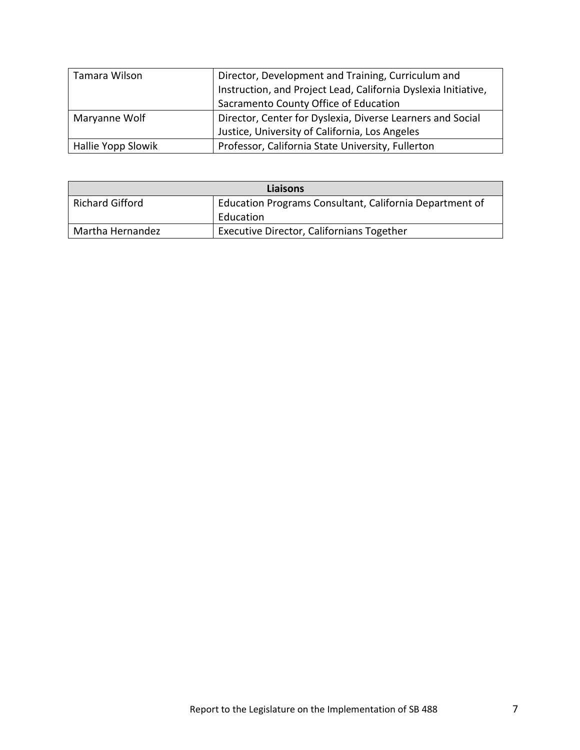| | |
|---|---|
| Tamara Wilson | Director, Development and Training, Curriculum and Instruction, and Project Lead, California Dyslexia Initiative, Sacramento County Office of Education |
| Maryanne Wolf | Director, Center for Dyslexia, Diverse Learners and Social Justice, University of California, Los Angeles |
| Hallie Yopp Slowik | Professor, California State University, Fullerton |

| Liaisons | |
|---|---|
| Richard Gifford | Education Programs Consultant, California Department of Education |
| Martha Hernandez | Executive Director, Californians Together |